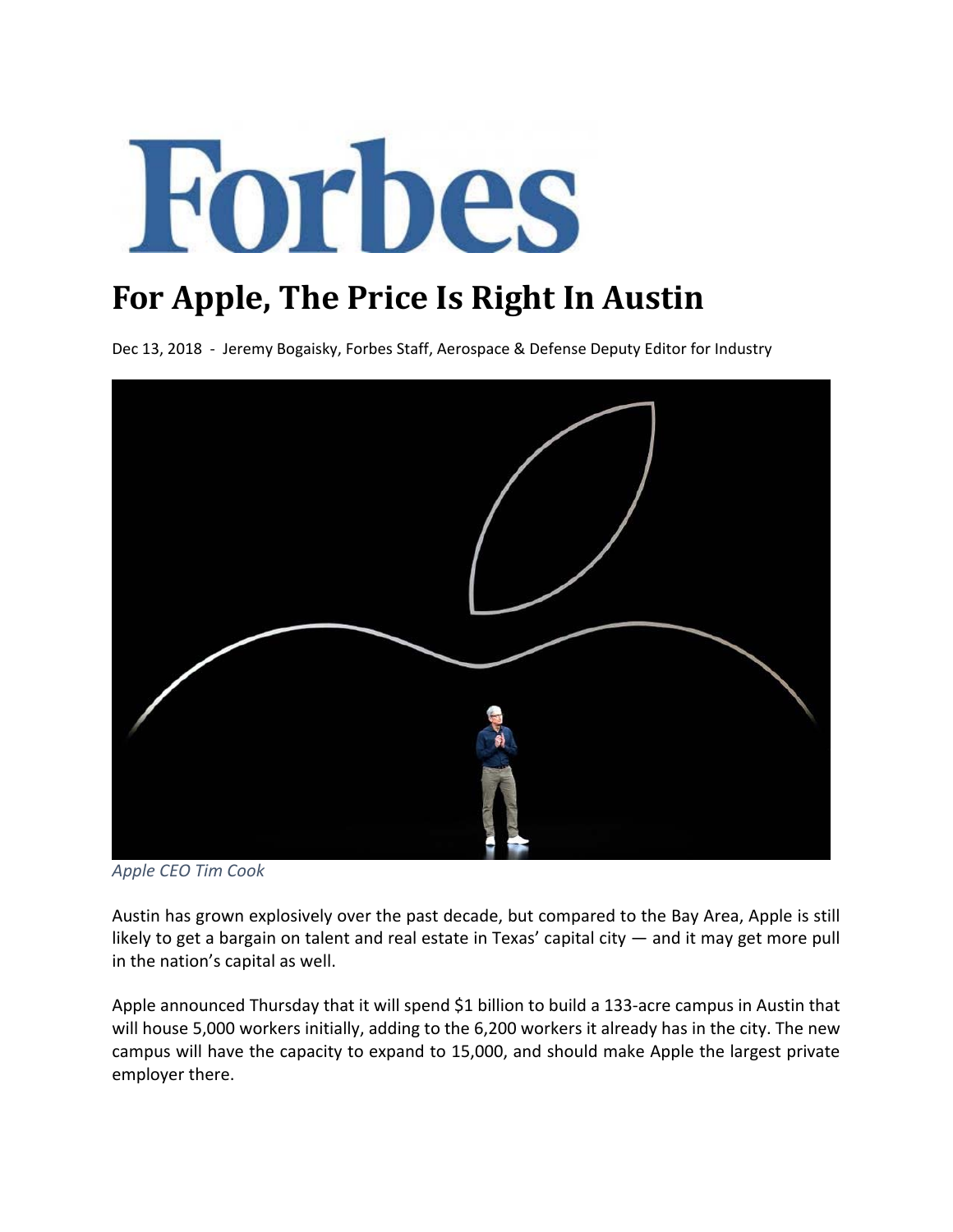# Forbes

## For Apple, The Price Is Right In Austin

Dec 13, 2018 - Jeremy Bogaisky, Forbes Staff, Aerospace & Defense Deputy Editor for Industry

*Apple CEO Tim Cook*

Austin has grown explosively over the past decade, but compared to the Bay Area, Apple is still likely to get a bargain on talent and real estate in Texas' capital city — and it may get more pull in the nation's capital as well.

Apple announced Thursday that it will spend $1 billion to build a 133-acre campus in Austin that will house 5,000 workers initially, adding to the 6,200 workers it already has in the city. The new campus will have the capacity to expand to 15,000, and should make Apple the largest private employer there.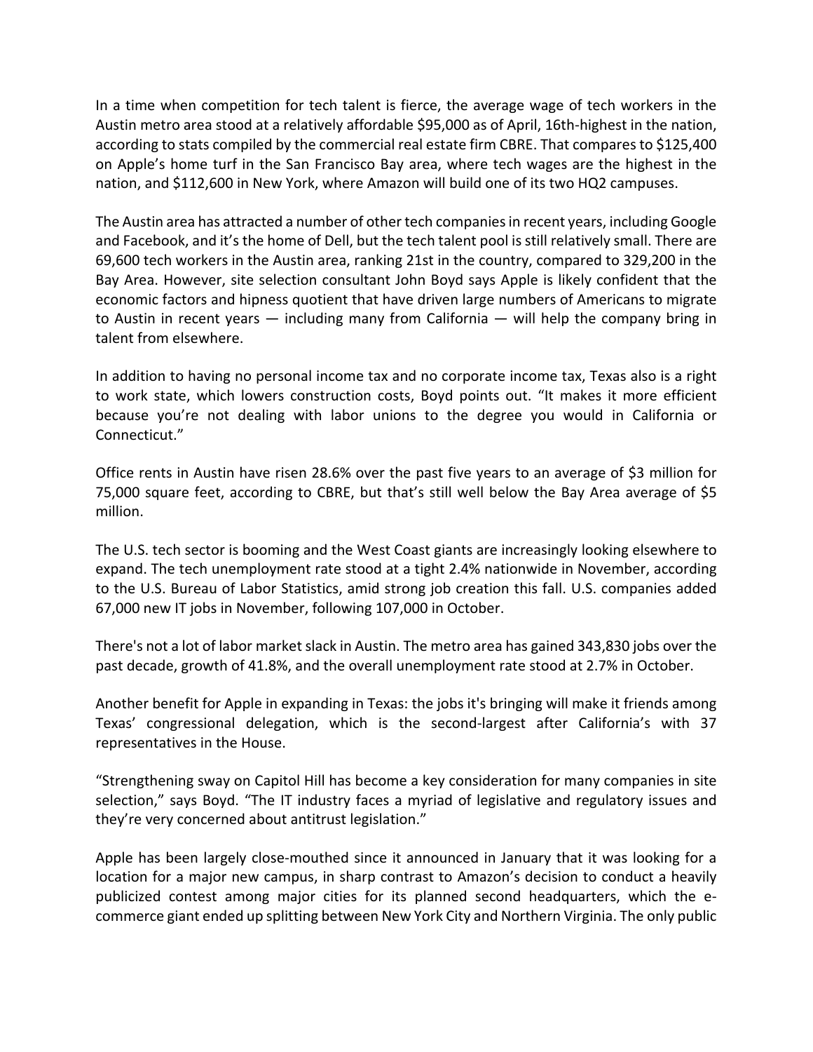In a time when competition for tech talent is fierce, the average wage of tech workers in the Austin metro area stood at a relatively affordable $95,000 as of April, 16th-highest in the nation, according to stats compiled by the commercial real estate firm CBRE. That compares to $125,400 on Apple's home turf in the San Francisco Bay area, where tech wages are the highest in the nation, and $112,600 in New York, where Amazon will build one of its two HQ2 campuses.

The Austin area has attracted a number of other tech companies in recent years, including Google and Facebook, and it's the home of Dell, but the tech talent pool is still relatively small. There are 69,600 tech workers in the Austin area, ranking 21st in the country, compared to 329,200 in the Bay Area. However, site selection consultant John Boyd says Apple is likely confident that the economic factors and hipness quotient that have driven large numbers of Americans to migrate to Austin in recent years — including many from California — will help the company bring in talent from elsewhere.

In addition to having no personal income tax and no corporate income tax, Texas also is a right to work state, which lowers construction costs, Boyd points out. "It makes it more efficient because you're not dealing with labor unions to the degree you would in California or Connecticut."

Office rents in Austin have risen 28.6% over the past five years to an average of $3 million for 75,000 square feet, according to CBRE, but that's still well below the Bay Area average of $5 million.

The U.S. tech sector is booming and the West Coast giants are increasingly looking elsewhere to expand. The tech unemployment rate stood at a tight 2.4% nationwide in November, according to the U.S. Bureau of Labor Statistics, amid strong job creation this fall. U.S. companies added 67,000 new IT jobs in November, following 107,000 in October.

There's not a lot of labor market slack in Austin. The metro area has gained 343,830 jobs over the past decade, growth of 41.8%, and the overall unemployment rate stood at 2.7% in October.

Another benefit for Apple in expanding in Texas: the jobs it's bringing will make it friends among Texas' congressional delegation, which is the second-largest after California's with 37 representatives in the House.

"Strengthening sway on Capitol Hill has become a key consideration for many companies in site selection," says Boyd. "The IT industry faces a myriad of legislative and regulatory issues and they're very concerned about antitrust legislation."

Apple has been largely close-mouthed since it announced in January that it was looking for a location for a major new campus, in sharp contrast to Amazon's decision to conduct a heavily publicized contest among major cities for its planned second headquarters, which the e-commerce giant ended up splitting between New York City and Northern Virginia. The only public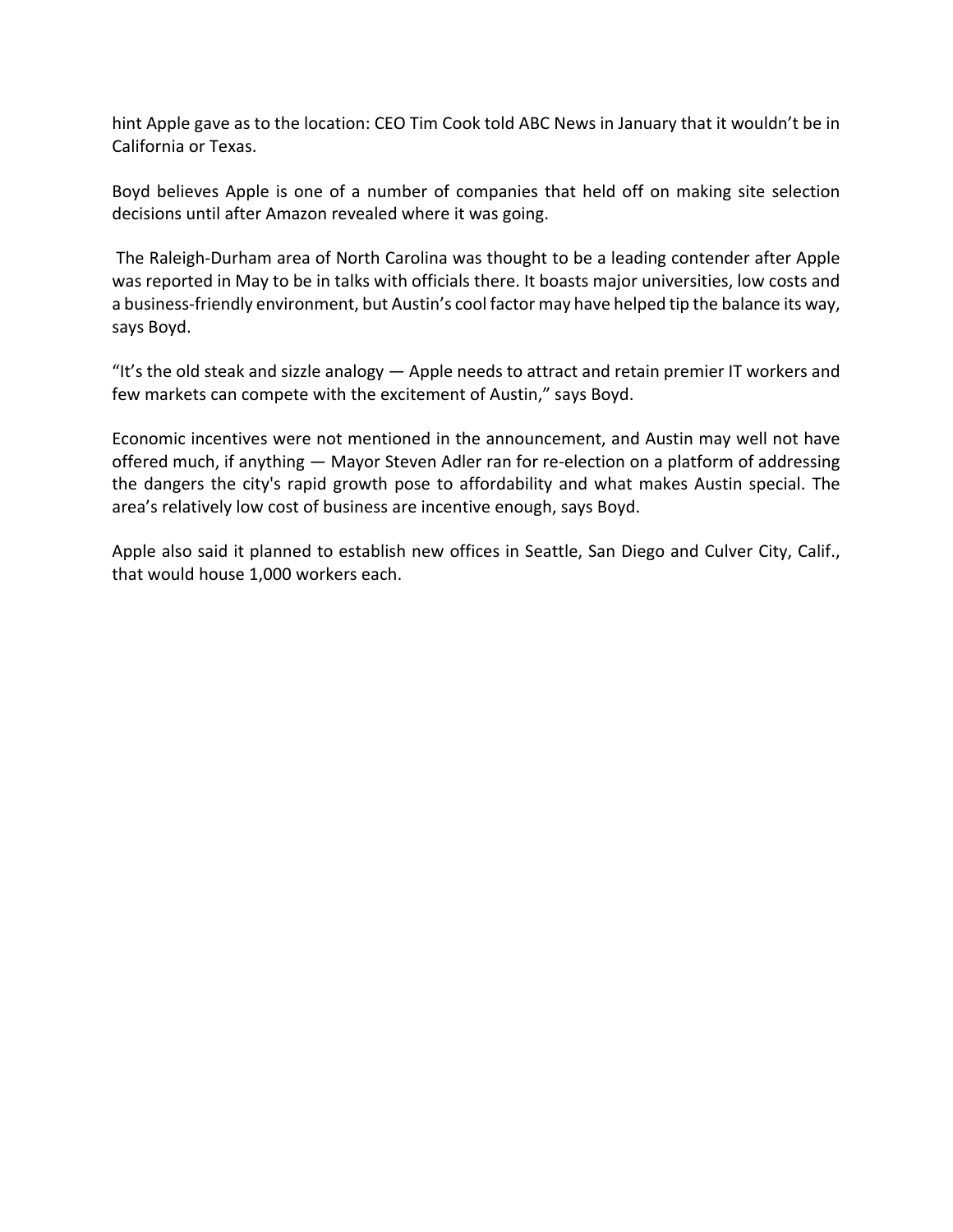hint Apple gave as to the location: CEO Tim Cook told ABC News in January that it wouldn't be in California or Texas.

Boyd believes Apple is one of a number of companies that held off on making site selection decisions until after Amazon revealed where it was going.

The Raleigh-Durham area of North Carolina was thought to be a leading contender after Apple was reported in May to be in talks with officials there. It boasts major universities, low costs and a business-friendly environment, but Austin's cool factor may have helped tip the balance its way, says Boyd.

"It's the old steak and sizzle analogy — Apple needs to attract and retain premier IT workers and few markets can compete with the excitement of Austin," says Boyd.

Economic incentives were not mentioned in the announcement, and Austin may well not have offered much, if anything — Mayor Steven Adler ran for re-election on a platform of addressing the dangers the city's rapid growth pose to affordability and what makes Austin special. The area's relatively low cost of business are incentive enough, says Boyd.

Apple also said it planned to establish new offices in Seattle, San Diego and Culver City, Calif., that would house 1,000 workers each.